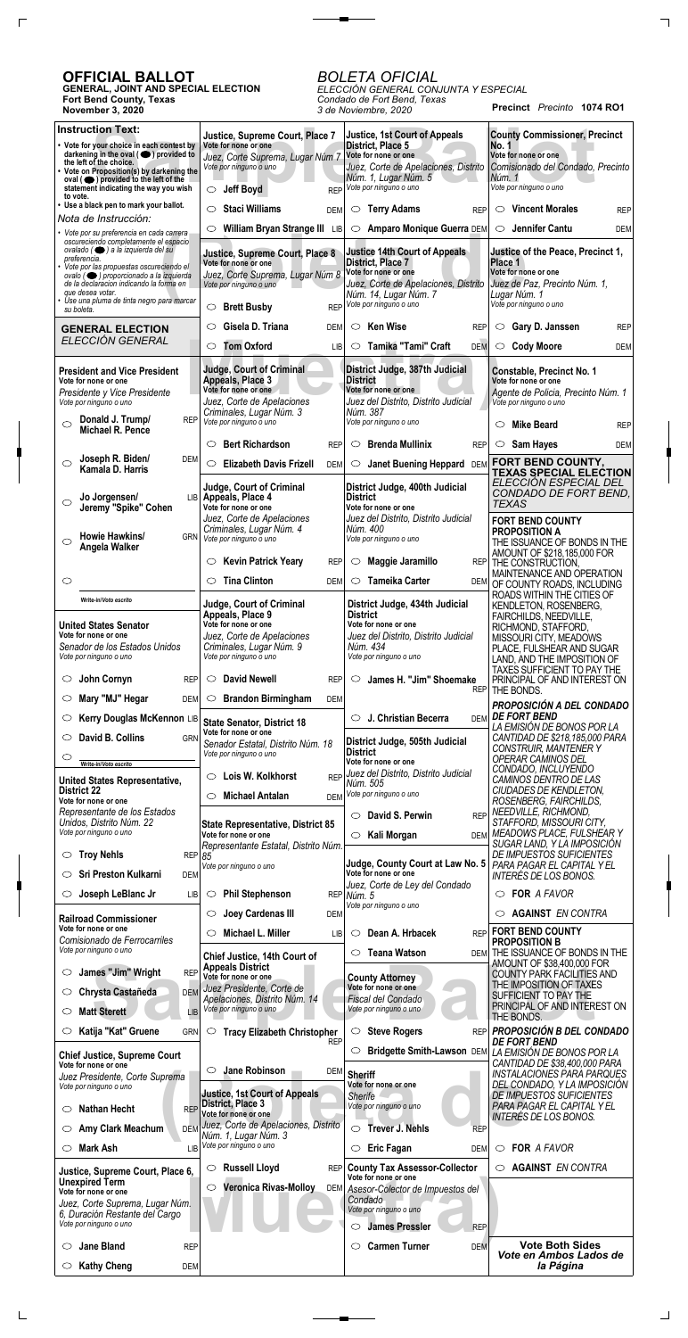# OFFICIAL BALLOT

**GENERAL, JOINT AND SPECIAL ELECTION**
**Fort Bend County, Texas**
**November 3, 2020**

*BOLETA OFICIAL*
*ELECCIÓN GENERAL CONJUNTA Y ESPECIAL*
*Condado de Fort Bend, Texas*
*3 de Noviembre, 2020*

**Precinct** *Precinto* **1074 RO1**

## Instruction Text:

- Vote for your choice in each contest by darkening in the oval ( ⬤ ) provided to the left of the choice.
- Vote on Proposition(s) by darkening the oval ( ⬤ ) provided to the left of the statement indicating the way you wish to vote.
- Use a black pen to mark your ballot.

*Nota de Instrucción:*

- *Vote por su preferencia en cada carrera oscureciendo completamente el espacio ovalado ( ⬤ ) a la izquierda del su preferencia.*
- *Vote por las propuestas oscureciendo el ovalo ( ⬤ ) proporcionado a la izquierda de la declaracion indicando la forma en que desea votar.*
- *Use una pluma de tinta negro para marcar su boleta.*

## GENERAL ELECTION
*ELECCIÓN GENERAL*

**President and Vice President**
**Vote for none or one**
*Presidente y Vice Presidente*
*Vote por ninguno o uno*

- ○ **Donald J. Trump/ Michael R. Pence** REP
- ○ **Joseph R. Biden/ Kamala D. Harris** DEM
- ○ **Jo Jorgensen/ Jeremy "Spike" Cohen** LIB
- ○ **Howie Hawkins/ Angela Walker** GRN
- ○ ________ Write-in/*Voto escrito*

**United States Senator**
**Vote for none or one**
*Senador de los Estados Unidos*
*Vote por ninguno o uno*

- ○ **John Cornyn** REP
- ○ **Mary "MJ" Hegar** DEM
- ○ **Kerry Douglas McKennon** LIB
- ○ **David B. Collins** GRN
- ○ ________ Write-in/*Voto escrito*

**United States Representative, District 22**
**Vote for none or one**
*Representante de los Estados Unidos, Distrito Núm. 22*
*Vote por ninguno o uno*

- ○ **Troy Nehls** REP
- ○ **Sri Preston Kulkarni** DEM
- ○ **Joseph LeBlanc Jr** LIB

**Railroad Commissioner**
**Vote for none or one**
*Comisionado de Ferrocarriles*
*Vote por ninguno o uno*

- ○ **James "Jim" Wright** REP
- ○ **Chrysta Castañeda** DEM
- ○ **Matt Sterett** LIB
- ○ **Katija "Kat" Gruene** GRN

**Chief Justice, Supreme Court**
**Vote for none or one**
*Juez Presidente, Corte Suprema*
*Vote por ninguno o uno*

- ○ **Nathan Hecht** REP
- ○ **Amy Clark Meachum** DEM
- ○ **Mark Ash** LIB

**Justice, Supreme Court, Place 6, Unexpired Term**
**Vote for none or one**
*Juez, Corte Suprema, Lugar Núm. 6, Duración Restante del Cargo*
*Vote por ninguno o uno*

- ○ **Jane Bland** REP
- ○ **Kathy Cheng** DEM

**Justice, Supreme Court, Place 7**
**Vote for none or one**
*Juez, Corte Suprema, Lugar Núm 7*
*Vote por ninguno o uno*

- ○ **Jeff Boyd** REP
- ○ **Staci Williams** DEM
- ○ **William Bryan Strange III** LIB

**Justice, Supreme Court, Place 8**
**Vote for none or one**
*Juez, Corte Suprema, Lugar Núm 8*
*Vote por ninguno o uno*

- ○ **Brett Busby** REP
- ○ **Gisela D. Triana** DEM
- ○ **Tom Oxford** LIB

**Judge, Court of Criminal Appeals, Place 3**
**Vote for none or one**
*Juez, Corte de Apelaciones Criminales, Lugar Núm. 3*
*Vote por ninguno o uno*

- ○ **Bert Richardson** REP
- ○ **Elizabeth Davis Frizell** DEM

**Judge, Court of Criminal Appeals, Place 4**
**Vote for none or one**
*Juez, Corte de Apelaciones Criminales, Lugar Núm. 4*
*Vote por ninguno o uno*

- ○ **Kevin Patrick Yeary** REP
- ○ **Tina Clinton** DEM

**Judge, Court of Criminal Appeals, Place 9**
**Vote for none or one**
*Juez, Corte de Apelaciones Criminales, Lugar Núm. 9*
*Vote por ninguno o uno*

- ○ **David Newell** REP
- ○ **Brandon Birmingham** DEM

**State Senator, District 18**
**Vote for none or one**
*Senador Estatal, Distrito Núm. 18*
*Vote por ninguno o uno*

- ○ **Lois W. Kolkhorst** REP
- ○ **Michael Antalan** DEM

**State Representative, District 85**
**Vote for none or one**
*Representante Estatal, Distrito Núm. 85*
*Vote por ninguno o uno*

- ○ **Phil Stephenson** REP
- ○ **Joey Cardenas III** DEM
- ○ **Michael L. Miller** LIB

**Chief Justice, 14th Court of Appeals District**
**Vote for none or one**
*Juez Presidente, Corte de Apelaciones, Distrito Núm. 14*
*Vote por ninguno o uno*

- ○ **Tracy Elizabeth Christopher** REP
- ○ **Jane Robinson** DEM

**Justice, 1st Court of Appeals District, Place 3**
**Vote for none or one**
*Juez, Corte de Apelaciones, Distrito Núm. 1, Lugar Núm. 3*
*Vote por ninguno o uno*

- ○ **Russell Lloyd** REP
- ○ **Veronica Rivas-Molloy** DEM

**Justice, 1st Court of Appeals District, Place 5**
**Vote for none or one**
*Juez, Corte de Apelaciones, Distrito Núm. 1, Lugar Núm. 5*
*Vote por ninguno o uno*

- ○ **Terry Adams** REP
- ○ **Amparo Monique Guerra** DEM

**Justice 14th Court of Appeals District, Place 7**
**Vote for none or one**
*Juez, Corte de Apelaciones, Distrito Núm. 14, Lugar Núm. 7*
*Vote por ninguno o uno*

- ○ **Ken Wise** REP
- ○ **Tamika "Tami" Craft** DEM

**District Judge, 387th Judicial District**
**Vote for none or one**
*Juez del Distrito, Distrito Judicial Núm. 387*
*Vote por ninguno o uno*

- ○ **Brenda Mullinix** REP
- ○ **Janet Buening Heppard** DEM

**District Judge, 400th Judicial District**
**Vote for none or one**
*Juez del Distrito, Distrito Judicial Núm. 400*
*Vote por ninguno o uno*

- ○ **Maggie Jaramillo** REP
- ○ **Tameika Carter** DEM

**District Judge, 434th Judicial District**
**Vote for none or one**
*Juez del Distrito, Distrito Judicial Núm. 434*
*Vote por ninguno o uno*

- ○ **James H. "Jim" Shoemake** REP
- ○ **J. Christian Becerra** DEM

**District Judge, 505th Judicial District**
**Vote for none or one**
*Juez del Distrito, Distrito Judicial Núm. 505*
*Vote por ninguno o uno*

- ○ **David S. Perwin** REP
- ○ **Kali Morgan** DEM

**Judge, County Court at Law No. 5**
**Vote for none or one**
*Juez, Corte de Ley del Condado Núm. 5*
*Vote por ninguno o uno*

- ○ **Dean A. Hrbacek** REP
- ○ **Teana Watson** DEM

**County Attorney**
**Vote for none or one**
*Fiscal del Condado*
*Vote por ninguno o uno*

- ○ **Steve Rogers** REP
- ○ **Bridgette Smith-Lawson** DEM

**Sheriff**
**Vote for none or one**
*Sherife*
*Vote por ninguno o uno*

- ○ **Trever J. Nehls** REP
- ○ **Eric Fagan** DEM

**County Tax Assessor-Collector**
**Vote for none or one**
*Asesor-Colector de Impuestos del Condado*
*Vote por ninguno o uno*

- ○ **James Pressler** REP
- ○ **Carmen Turner** DEM

**County Commissioner, Precinct No. 1**
**Vote for none or one**
*Comisionado del Condado, Precinto Núm. 1*
*Vote por ninguno o uno*

- ○ **Vincent Morales** REP
- ○ **Jennifer Cantu** DEM

**Justice of the Peace, Precinct 1, Place 1**
**Vote for none or one**
*Juez de Paz, Precinto Núm. 1, Lugar Núm. 1*
*Vote por ninguno o uno*

- ○ **Gary D. Janssen** REP
- ○ **Cody Moore** DEM

**Constable, Precinct No. 1**
**Vote for none or one**
*Agente de Policia, Precinto Núm. 1*
*Vote por ninguno o uno*

- ○ **Mike Beard** REP
- ○ **Sam Hayes** DEM

## FORT BEND COUNTY, TEXAS SPECIAL ELECTION
*ELECCIÓN ESPECIAL DEL CONDADO DE FORT BEND, TEXAS*

**FORT BEND COUNTY PROPOSITION A**

THE ISSUANCE OF BONDS IN THE AMOUNT OF $218,185,000 FOR THE CONSTRUCTION, MAINTENANCE AND OPERATION OF COUNTY ROADS, INCLUDING ROADS WITHIN THE CITIES OF KENDLETON, ROSENBERG, FAIRCHILDS, NEEDVILLE, RICHMOND, STAFFORD, MISSOURI CITY, MEADOWS PLACE, FULSHEAR AND SUGAR LAND, AND THE IMPOSITION OF TAXES SUFFICIENT TO PAY THE PRINCIPAL OF AND INTEREST ON THE BONDS.

***PROPOSICIÓN A DEL CONDADO DE FORT BEND***

*LA EMISIÓN DE BONOS POR LA CANTIDAD DE $218,185,000 PARA CONSTRUIR, MANTENER Y OPERAR CAMINOS DEL CONDADO, INCLUYENDO CAMINOS DENTRO DE LAS CIUDADES DE KENDLETON, ROSENBERG, FAIRCHILDS, NEEDVILLE, RICHMOND, STAFFORD, MISSOURI CITY, MEADOWS PLACE, FULSHEAR Y SUGAR LAND, Y LA IMPOSICIÓN DE IMPUESTOS SUFICIENTES PARA PAGAR EL CAPITAL Y EL INTERÉS DE LOS BONOS.*

- ○ **FOR** *A FAVOR*
- ○ **AGAINST** *EN CONTRA*

**FORT BEND COUNTY PROPOSITION B**

THE ISSUANCE OF BONDS IN THE AMOUNT OF $38,400,000 FOR COUNTY PARK FACILITIES AND THE IMPOSITION OF TAXES SUFFICIENT TO PAY THE PRINCIPAL OF AND INTEREST ON THE BONDS.

***PROPOSICIÓN B DEL CONDADO DE FORT BEND***

*LA EMISIÓN DE BONOS POR LA CANTIDAD DE $38,400,000 PARA INSTALACIONES PARA PARQUES DEL CONDADO, Y LA IMPOSICIÓN DE IMPUESTOS SUFICIENTES PARA PAGAR EL CAPITAL Y EL INTERÉS DE LOS BONOS.*

- ○ **FOR** *A FAVOR*
- ○ **AGAINST** *EN CONTRA*

**Vote Both Sides**
***Vote en Ambos Lados de la Página***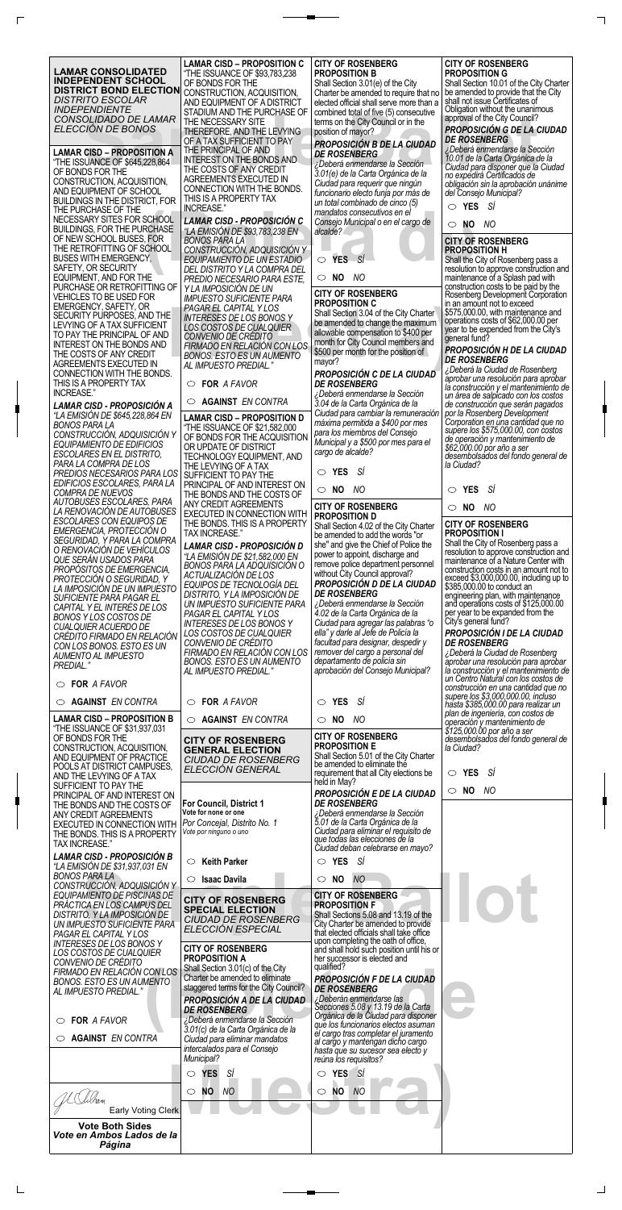## LAMAR CONSOLIDATED INDEPENDENT SCHOOL DISTRICT BOND ELECTION

*DISTRITO ESCOLAR INDEPENDIENTE CONSOLIDADO DE LAMAR ELECCIÓN DE BONOS*

### LAMAR CISD – PROPOSITION A

"THE ISSUANCE OF $645,228,864 OF BONDS FOR THE CONSTRUCTION, ACQUISITION, AND EQUIPMENT OF SCHOOL BUILDINGS IN THE DISTRICT, FOR THE PURCHASE OF THE NECESSARY SITES FOR SCHOOL BUILDINGS, FOR THE PURCHASE OF NEW SCHOOL BUSES, FOR THE RETROFITTING OF SCHOOL BUSES WITH EMERGENCY, SAFETY, OR SECURITY EQUIPMENT, AND FOR THE PURCHASE OR RETROFITTING OF VEHICLES TO BE USED FOR EMERGENCY, SAFETY, OR SECURITY PURPOSES, AND THE LEVYING OF A TAX SUFFICIENT TO PAY THE PRINCIPAL OF AND INTEREST ON THE BONDS AND THE COSTS OF ANY CREDIT AGREEMENTS EXECUTED IN CONNECTION WITH THE BONDS. THIS IS A PROPERTY TAX INCREASE."

***LAMAR CISD - PROPOSICIÓN A***

*"LA EMISIÓN DE $645,228,864 EN BONOS PARA LA CONSTRUCCIÓN, ADQUISICIÓN Y EQUIPAMIENTO DE EDIFICIOS ESCOLARES EN EL DISTRITO, PARA LA COMPRA DE LOS PREDIOS NECESARIOS PARA LOS EDIFICIOS ESCOLARES, PARA LA COMPRA DE NUEVOS AUTOBUSES ESCOLARES, PARA LA RENOVACIÓN DE AUTOBUSES ESCOLARES CON EQUIPOS DE EMERGENCIA, PROTECCIÓN O SEGURIDAD, Y PARA LA COMPRA O RENOVACIÓN DE VEHÍCULOS QUE SERÁN USADOS PARA PROPÓSITOS DE EMERGENCIA, PROTECCIÓN O SEGURIDAD, Y LA IMPOSICIÓN DE UN IMPUESTO SUFICIENTE PARA PAGAR EL CAPITAL Y EL INTERÉS DE LOS BONOS Y LOS COSTOS DE CUALQUIER ACUERDO DE CRÉDITO FIRMADO EN RELACIÓN CON LOS BONOS. ESTO ES UN AUMENTO AL IMPUESTO PREDIAL."*

○ **FOR** *A FAVOR*

○ **AGAINST** *EN CONTRA*

### LAMAR CISD – PROPOSITION B

"THE ISSUANCE OF $31,937,031 OF BONDS FOR THE CONSTRUCTION, ACQUISITION, AND EQUIPMENT OF PRACTICE POOLS AT DISTRICT CAMPUSES, AND THE LEVYING OF A TAX SUFFICIENT TO PAY THE PRINCIPAL OF AND INTEREST ON THE BONDS AND THE COSTS OF ANY CREDIT AGREEMENTS EXECUTED IN CONNECTION WITH THE BONDS. THIS IS A PROPERTY TAX INCREASE."

***LAMAR CISD - PROPOSICIÓN B***

*"LA EMISIÓN DE $31,937,031 EN BONOS PARA LA CONSTRUCCIÓN, ADQUISICIÓN Y EQUIPAMIENTO DE PISCINAS DE PRÁCTICA EN LOS CAMPUS DEL DISTRITO, Y LA IMPOSICIÓN DE UN IMPUESTO SUFICIENTE PARA PAGAR EL CAPITAL Y LOS INTERESES DE LOS BONOS Y LOS COSTOS DE CUALQUIER CONVENIO DE CRÉDITO FIRMADO EN RELACIÓN CON LOS BONOS. ESTO ES UN AUMENTO AL IMPUESTO PREDIAL."*

○ **FOR** *A FAVOR*

○ **AGAINST** *EN CONTRA*

### LAMAR CISD – PROPOSITION C

"THE ISSUANCE OF $93,783,238 OF BONDS FOR THE CONSTRUCTION, ACQUISITION, AND EQUIPMENT OF A DISTRICT STADIUM AND THE PURCHASE OF THE NECESSARY SITE THEREFORE, AND THE LEVYING OF A TAX SUFFICIENT TO PAY THE PRINCIPAL OF AND INTEREST ON THE BONDS AND THE COSTS OF ANY CREDIT AGREEMENTS EXECUTED IN CONNECTION WITH THE BONDS. THIS IS A PROPERTY TAX INCREASE."

***LAMAR CISD - PROPOSICIÓN C***

*"LA EMISIÓN DE $93,783,238 EN BONOS PARA LA CONSTRUCCIÓN, ADQUISICIÓN Y EQUIPAMIENTO DE UN ESTADIO DEL DISTRITO Y LA COMPRA DEL PREDIO NECESARIO PARA ESTE, Y LA IMPOSICIÓN DE UN IMPUESTO SUFICIENTE PARA PAGAR EL CAPITAL Y LOS INTERESES DE LOS BONOS Y LOS COSTOS DE CUALQUIER CONVENIO DE CRÉDITO FIRMADO EN RELACIÓN CON LOS BONOS. ESTO ES UN AUMENTO AL IMPUESTO PREDIAL."*

○ **FOR** *A FAVOR*

○ **AGAINST** *EN CONTRA*

### LAMAR CISD – PROPOSITION D

"THE ISSUANCE OF $21,582,000 OF BONDS FOR THE ACQUISITION OR UPDATE OF DISTRICT TECHNOLOGY EQUIPMENT, AND THE LEVYING OF A TAX SUFFICIENT TO PAY THE PRINCIPAL OF AND INTEREST ON THE BONDS AND THE COSTS OF ANY CREDIT AGREEMENTS EXECUTED IN CONNECTION WITH THE BONDS. THIS IS A PROPERTY TAX INCREASE."

***LAMAR CISD - PROPOSICIÓN D***

*"LA EMISIÓN DE $21,582,000 EN BONOS PARA LA ADQUISICIÓN O ACTUALIZACIÓN DE LOS EQUIPOS DE TECNOLOGÍA DEL DISTRITO, Y LA IMPOSICIÓN DE UN IMPUESTO SUFICIENTE PARA PAGAR EL CAPITAL Y LOS INTERESES DE LOS BONOS Y LOS COSTOS DE CUALQUIER CONVENIO DE CRÉDITO FIRMADO EN RELACIÓN CON LOS BONOS. ESTO ES UN AUMENTO AL IMPUESTO PREDIAL."*

○ **FOR** *A FAVOR*

○ **AGAINST** *EN CONTRA*

## CITY OF ROSENBERG GENERAL ELECTION

*CIUDAD DE ROSENBERG ELECCIÓN GENERAL*

**For Council, District 1**
Vote for none or one

*Por Concejal, Distrito No. 1*
*Vote por ninguno o uno*

○ **Keith Parker**

○ **Isaac Davila**

## CITY OF ROSENBERG SPECIAL ELECTION

*CIUDAD DE ROSENBERG ELECCIÓN ESPECIAL*

### CITY OF ROSENBERG PROPOSITION A

Shall Section 3.01(c) of the City Charter be amended to eliminate staggered terms for the City Council?

***PROPOSICIÓN A DE LA CIUDAD DE ROSENBERG***

*¿Deberá enmendarse la Sección 3.01(c) de la Carta Orgánica de la Ciudad para eliminar mandatos intercalados para el Consejo Municipal?*

○ **YES** *SÍ*

○ **NO** *NO*

### CITY OF ROSENBERG PROPOSITION B

Shall Section 3.01(e) of the City Charter be amended to require that no elected official shall serve more than a combined total of five (5) consecutive terms on the City Council or in the position of mayor?

***PROPOSICIÓN B DE LA CIUDAD DE ROSENBERG***

*¿Deberá enmendarse la Sección 3.01(e) de la Carta Orgánica de la Ciudad para requerir que ningún funcionario electo funja por más de un total combinado de cinco (5) mandatos consecutivos en el Consejo Municipal o en el cargo de alcalde?*

○ **YES** *SÍ*

○ **NO** *NO*

### CITY OF ROSENBERG PROPOSITION C

Shall Section 3.04 of the City Charter be amended to change the maximum allowable compensation to $400 per month for City Council members and $500 per month for the position of mayor?

***PROPOSICIÓN C DE LA CIUDAD DE ROSENBERG***

*¿Deberá enmendarse la Sección 3.04 de la Carta Orgánica de la Ciudad para cambiar la remuneración máxima permitida a $400 por mes para los miembros del Consejo Municipal y a $500 por mes para el cargo de alcalde?*

○ **YES** *SÍ*

○ **NO** *NO*

### CITY OF ROSENBERG PROPOSITION D

Shall Section 4.02 of the City Charter be amended to add the words "or she" and give the Chief of Police the power to appoint, discharge and remove police department personnel without City Council approval?

***PROPOSICIÓN D DE LA CIUDAD DE ROSENBERG***

*¿Deberá enmendarse la Sección 4.02 de la Carta Orgánica de la Ciudad para agregar las palabras "o ella" y darle al Jefe de Policía la facultad para designar, despedir y remover del cargo a personal del departamento de policía sin aprobación del Consejo Municipal?*

○ **YES** *SÍ*

○ **NO** *NO*

### CITY OF ROSENBERG PROPOSITION E

Shall Section 5.01 of the City Charter be amended to eliminate the requirement that all City elections be held in May?

***PROPOSICIÓN E DE LA CIUDAD DE ROSENBERG***

*¿Deberá enmendarse la Sección 5.01 de la Carta Orgánica de la Ciudad para eliminar el requisito de que todas las elecciones de la Ciudad deban celebrarse en mayo?*

○ **YES** *SÍ*

○ **NO** *NO*

### CITY OF ROSENBERG PROPOSITION F

Shall Sections 5.08 and 13.19 of the City Charter be amended to provide that elected officials shall take office upon completing the oath of office, and shall hold such position until his or her successor is elected and qualified?

***PROPOSICIÓN F DE LA CIUDAD DE ROSENBERG***

*¿Deberán enmendarse las Secciones 5.08 y 13.19 de la Carta Orgánica de la Ciudad para disponer que los funcionarios electos asuman el cargo tras completar el juramento al cargo y mantengan dicho cargo hasta que su sucesor sea electo y reúna los requisitos?*

○ **YES** *SÍ*

○ **NO** *NO*

### CITY OF ROSENBERG PROPOSITION G

Shall Section 10.01 of the City Charter be amended to provide that the City shall not issue Certificates of Obligation without the unanimous approval of the City Council?

***PROPOSICIÓN G DE LA CIUDAD DE ROSENBERG***

*¿Deberá enmendarse la Sección 10.01 de la Carta Orgánica de la Ciudad para disponer que la Ciudad no expedirá Certificados de obligación sin la aprobación unánime del Consejo Municipal?*

○ **YES** *SÍ*

○ **NO** *NO*

### CITY OF ROSENBERG PROPOSITION H

Shall the City of Rosenberg pass a resolution to approve construction and maintenance of a Splash pad with construction costs to be paid by the Rosenberg Development Corporation in an amount not to exceed $575,000.00, with maintenance and operations costs of $62,000.00 per year to be expended from the City's general fund?

***PROPOSICIÓN H DE LA CIUDAD DE ROSENBERG***

*¿Deberá la Ciudad de Rosenberg aprobar una resolución para aprobar la construcción y el mantenimiento de un área de salpicado con los costos de construcción que serán pagados por la Rosenberg Development Corporation en una cantidad que no supere los $575,000.00, con costos de operación y mantenimiento de $62,000.00 por año a ser desembolsados del fondo general de la Ciudad?*

○ **YES** *SÍ*

○ **NO** *NO*

### CITY OF ROSENBERG PROPOSITION I

Shall the City of Rosenberg pass a resolution to approve construction and maintenance of a Nature Center with construction costs in an amount not to exceed $3,000,000.00, including up to $385,000.00 to conduct an engineering plan, with maintenance and operations costs of $125,000.00 per year to be expended from the City's general fund?

***PROPOSICIÓN I DE LA CIUDAD DE ROSENBERG***

*¿Deberá la Ciudad de Rosenberg aprobar una resolución para aprobar la construcción y el mantenimiento de un Centro Natural con los costos de construcción en una cantidad que no supere los $3,000,000.00, incluso hasta $385,000.00 para realizar un plan de ingeniería, con costos de operación y mantenimiento de $125,000.00 por año a ser desembolsados del fondo general de la Ciudad?*

○ **YES** *SÍ*

○ **NO** *NO*

Early Voting Clerk

**Vote Both Sides**
***Vote en Ambos Lados de la Página***